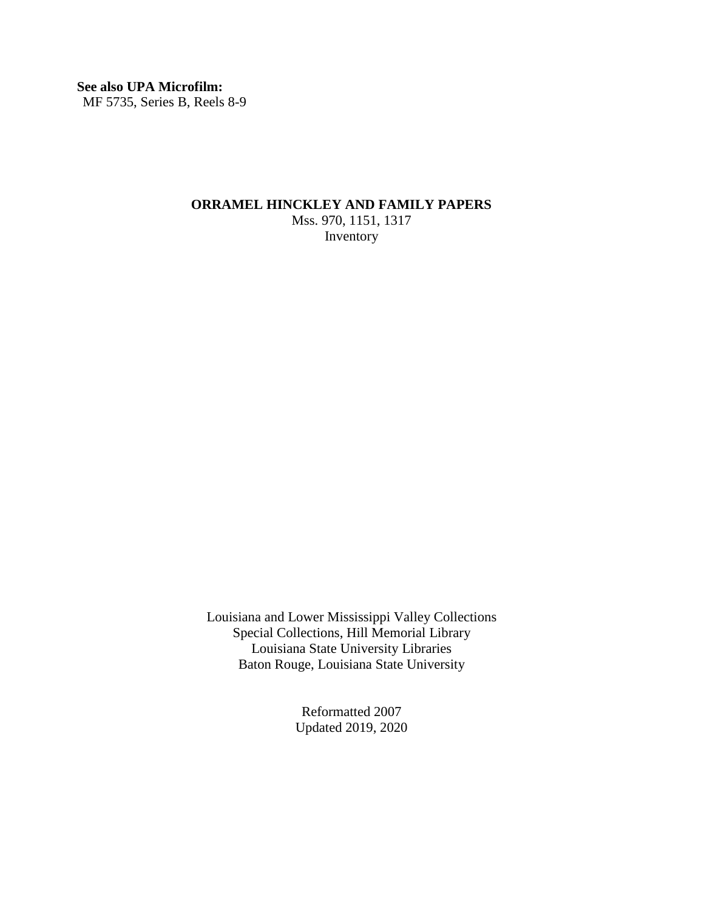**See also UPA Microfilm:**
MF 5735, Series B, Reels 8-9

# ORRAMEL HINCKLEY AND FAMILY PAPERS

Mss. 970, 1151, 1317
Inventory

Louisiana and Lower Mississippi Valley Collections
Special Collections, Hill Memorial Library
Louisiana State University Libraries
Baton Rouge, Louisiana State University

Reformatted 2007
Updated 2019, 2020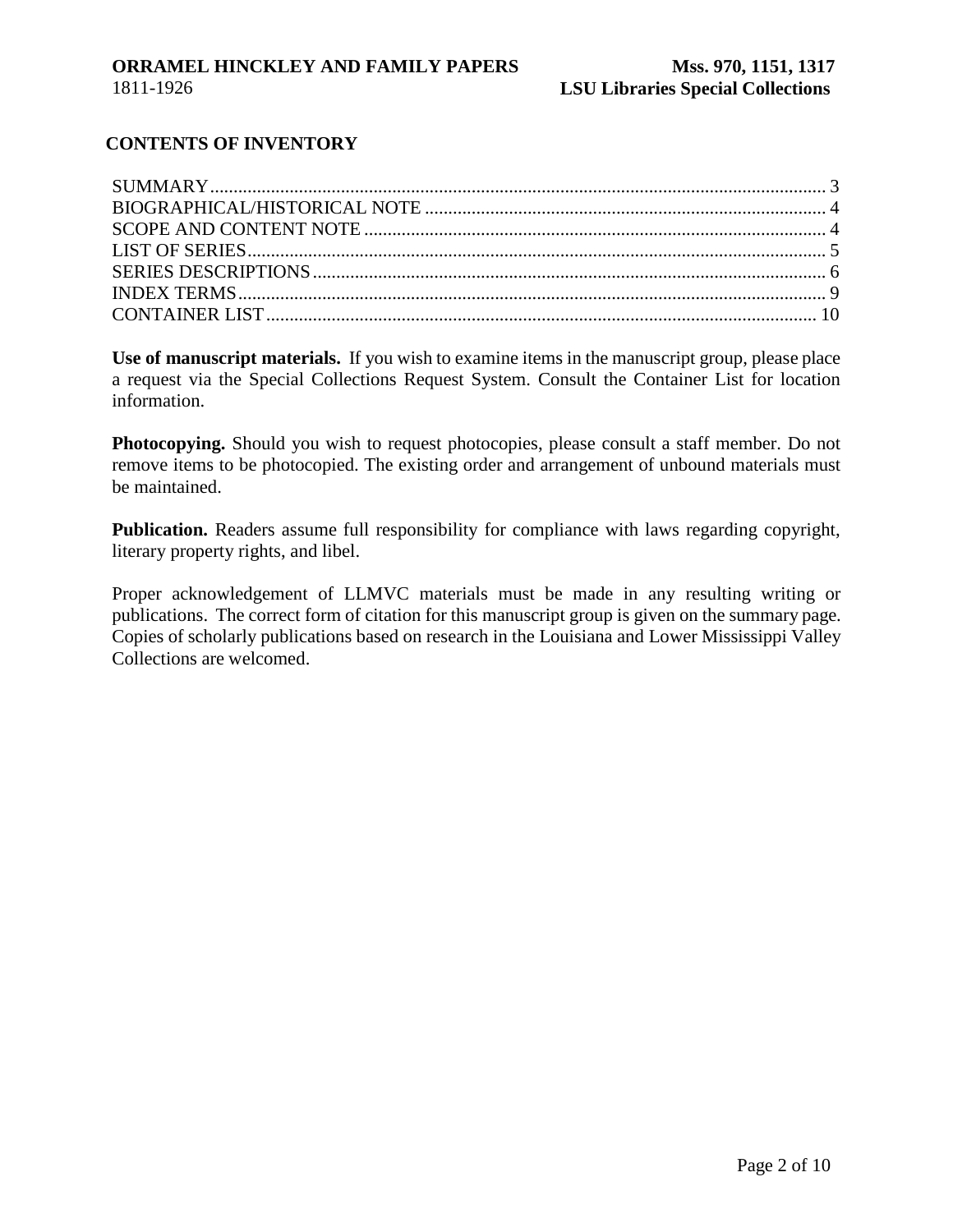## CONTENTS OF INVENTORY

SUMMARY ........................................................................................................ 3
BIOGRAPHICAL/HISTORICAL NOTE ..................................................................... 4
SCOPE AND CONTENT NOTE ............................................................................. 4
LIST OF SERIES ................................................................................................ 5
SERIES DESCRIPTIONS ...................................................................................... 6
INDEX TERMS .................................................................................................. 9
CONTAINER LIST ............................................................................................. 10

**Use of manuscript materials.** If you wish to examine items in the manuscript group, please place a request via the Special Collections Request System. Consult the Container List for location information.

**Photocopying.** Should you wish to request photocopies, please consult a staff member. Do not remove items to be photocopied. The existing order and arrangement of unbound materials must be maintained.

**Publication.** Readers assume full responsibility for compliance with laws regarding copyright, literary property rights, and libel.

Proper acknowledgement of LLMVC materials must be made in any resulting writing or publications. The correct form of citation for this manuscript group is given on the summary page. Copies of scholarly publications based on research in the Louisiana and Lower Mississippi Valley Collections are welcomed.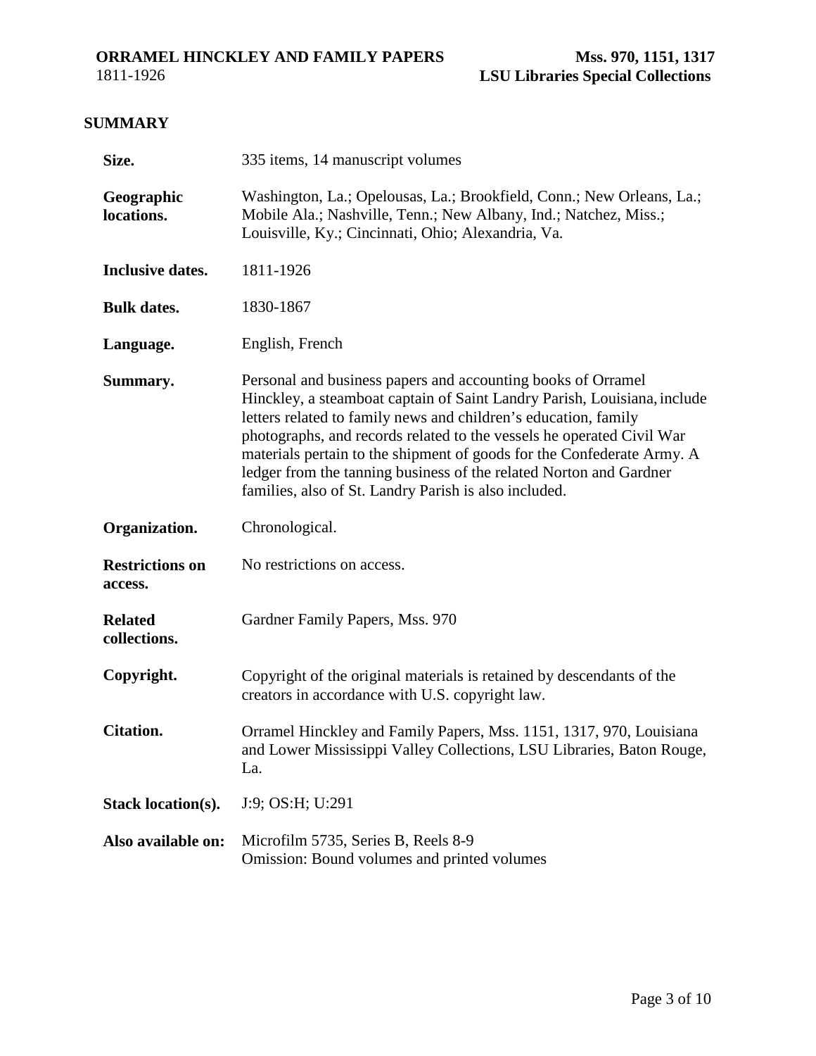## SUMMARY

| | |
|---|---|
| **Size.** | 335 items, 14 manuscript volumes |
| **Geographic locations.** | Washington, La.; Opelousas, La.; Brookfield, Conn.; New Orleans, La.; Mobile Ala.; Nashville, Tenn.; New Albany, Ind.; Natchez, Miss.; Louisville, Ky.; Cincinnati, Ohio; Alexandria, Va. |
| **Inclusive dates.** | 1811-1926 |
| **Bulk dates.** | 1830-1867 |
| **Language.** | English, French |
| **Summary.** | Personal and business papers and accounting books of Orramel Hinckley, a steamboat captain of Saint Landry Parish, Louisiana, include letters related to family news and children's education, family photographs, and records related to the vessels he operated Civil War materials pertain to the shipment of goods for the Confederate Army. A ledger from the tanning business of the related Norton and Gardner families, also of St. Landry Parish is also included. |
| **Organization.** | Chronological. |
| **Restrictions on access.** | No restrictions on access. |
| **Related collections.** | Gardner Family Papers, Mss. 970 |
| **Copyright.** | Copyright of the original materials is retained by descendants of the creators in accordance with U.S. copyright law. |
| **Citation.** | Orramel Hinckley and Family Papers, Mss. 1151, 1317, 970, Louisiana and Lower Mississippi Valley Collections, LSU Libraries, Baton Rouge, La. |
| **Stack location(s).** | J:9; OS:H; U:291 |
| **Also available on:** | Microfilm 5735, Series B, Reels 8-9<br>Omission: Bound volumes and printed volumes |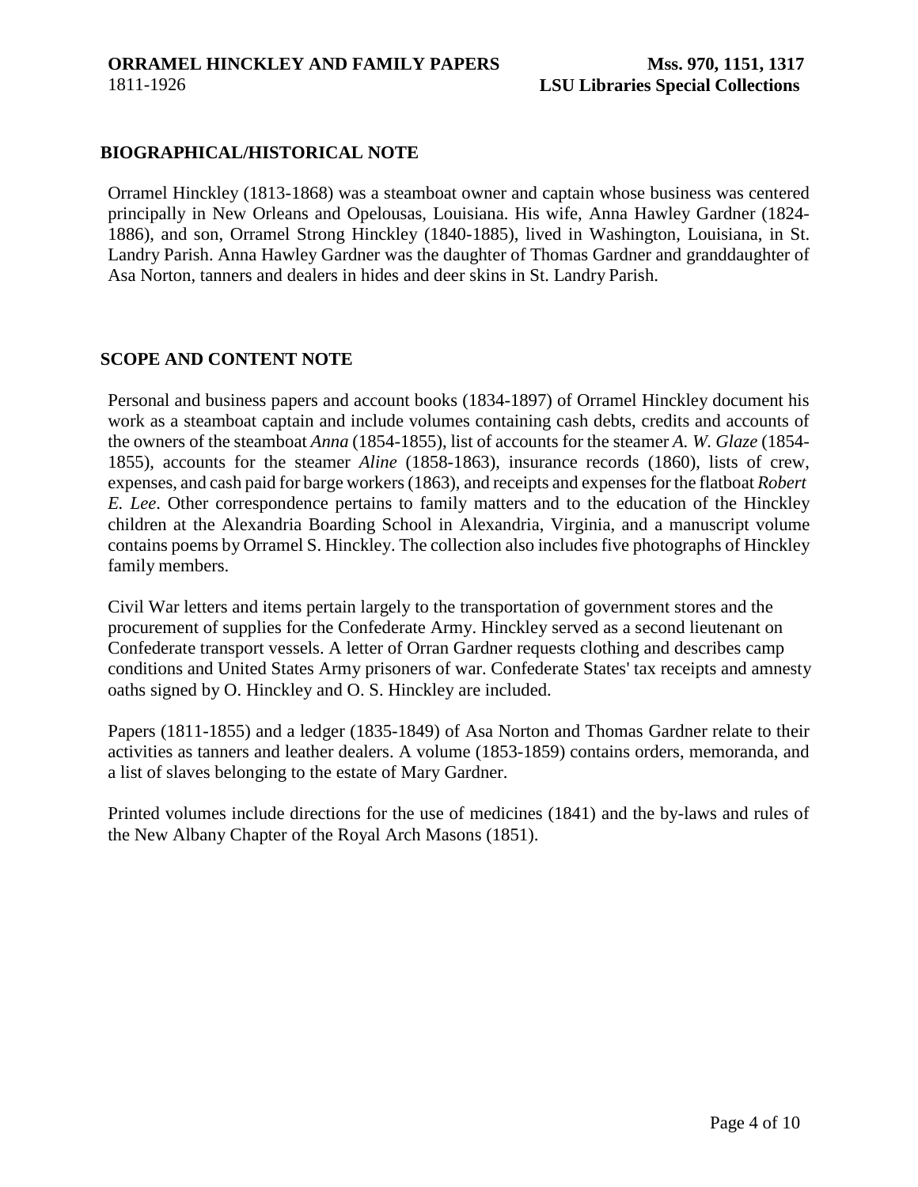## BIOGRAPHICAL/HISTORICAL NOTE

Orramel Hinckley (1813-1868) was a steamboat owner and captain whose business was centered principally in New Orleans and Opelousas, Louisiana. His wife, Anna Hawley Gardner (1824-1886), and son, Orramel Strong Hinckley (1840-1885), lived in Washington, Louisiana, in St. Landry Parish. Anna Hawley Gardner was the daughter of Thomas Gardner and granddaughter of Asa Norton, tanners and dealers in hides and deer skins in St. Landry Parish.

## SCOPE AND CONTENT NOTE

Personal and business papers and account books (1834-1897) of Orramel Hinckley document his work as a steamboat captain and include volumes containing cash debts, credits and accounts of the owners of the steamboat *Anna* (1854-1855), list of accounts for the steamer *A. W. Glaze* (1854-1855), accounts for the steamer *Aline* (1858-1863), insurance records (1860), lists of crew, expenses, and cash paid for barge workers (1863), and receipts and expenses for the flatboat *Robert E. Lee*. Other correspondence pertains to family matters and to the education of the Hinckley children at the Alexandria Boarding School in Alexandria, Virginia, and a manuscript volume contains poems by Orramel S. Hinckley. The collection also includes five photographs of Hinckley family members.

Civil War letters and items pertain largely to the transportation of government stores and the procurement of supplies for the Confederate Army. Hinckley served as a second lieutenant on Confederate transport vessels. A letter of Orran Gardner requests clothing and describes camp conditions and United States Army prisoners of war. Confederate States' tax receipts and amnesty oaths signed by O. Hinckley and O. S. Hinckley are included.

Papers (1811-1855) and a ledger (1835-1849) of Asa Norton and Thomas Gardner relate to their activities as tanners and leather dealers. A volume (1853-1859) contains orders, memoranda, and a list of slaves belonging to the estate of Mary Gardner.

Printed volumes include directions for the use of medicines (1841) and the by-laws and rules of the New Albany Chapter of the Royal Arch Masons (1851).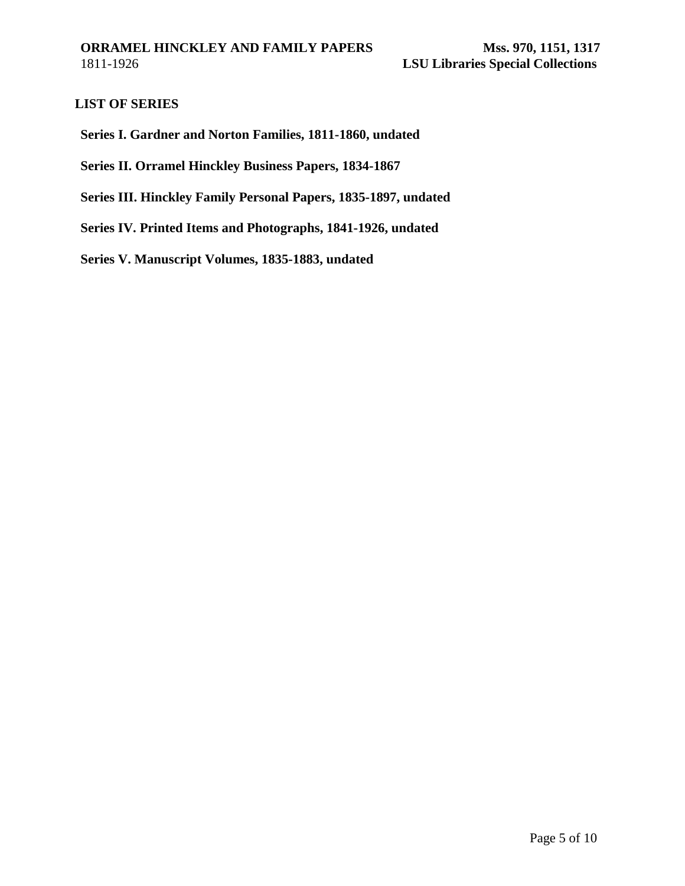## LIST OF SERIES

**Series I. Gardner and Norton Families, 1811-1860, undated**

**Series II. Orramel Hinckley Business Papers, 1834-1867**

**Series III. Hinckley Family Personal Papers, 1835-1897, undated**

**Series IV. Printed Items and Photographs, 1841-1926, undated**

**Series V. Manuscript Volumes, 1835-1883, undated**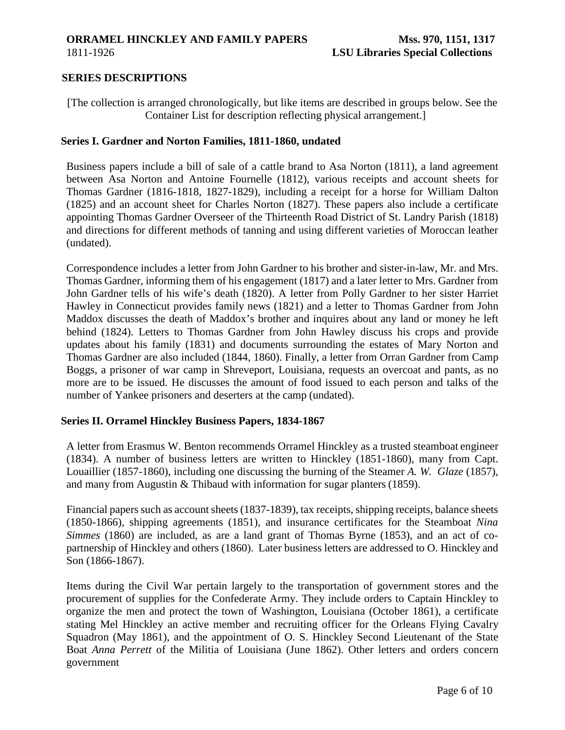## SERIES DESCRIPTIONS

[The collection is arranged chronologically, but like items are described in groups below. See the Container List for description reflecting physical arrangement.]

### Series I. Gardner and Norton Families, 1811-1860, undated

Business papers include a bill of sale of a cattle brand to Asa Norton (1811), a land agreement between Asa Norton and Antoine Fournelle (1812), various receipts and account sheets for Thomas Gardner (1816-1818, 1827-1829), including a receipt for a horse for William Dalton (1825) and an account sheet for Charles Norton (1827). These papers also include a certificate appointing Thomas Gardner Overseer of the Thirteenth Road District of St. Landry Parish (1818) and directions for different methods of tanning and using different varieties of Moroccan leather (undated).

Correspondence includes a letter from John Gardner to his brother and sister-in-law, Mr. and Mrs. Thomas Gardner, informing them of his engagement (1817) and a later letter to Mrs. Gardner from John Gardner tells of his wife's death (1820). A letter from Polly Gardner to her sister Harriet Hawley in Connecticut provides family news (1821) and a letter to Thomas Gardner from John Maddox discusses the death of Maddox's brother and inquires about any land or money he left behind (1824). Letters to Thomas Gardner from John Hawley discuss his crops and provide updates about his family (1831) and documents surrounding the estates of Mary Norton and Thomas Gardner are also included (1844, 1860). Finally, a letter from Orran Gardner from Camp Boggs, a prisoner of war camp in Shreveport, Louisiana, requests an overcoat and pants, as no more are to be issued. He discusses the amount of food issued to each person and talks of the number of Yankee prisoners and deserters at the camp (undated).

### Series II. Orramel Hinckley Business Papers, 1834-1867

A letter from Erasmus W. Benton recommends Orramel Hinckley as a trusted steamboat engineer (1834). A number of business letters are written to Hinckley (1851-1860), many from Capt. Louaillier (1857-1860), including one discussing the burning of the Steamer *A. W. Glaze* (1857), and many from Augustin & Thibaud with information for sugar planters (1859).

Financial papers such as account sheets (1837-1839), tax receipts, shipping receipts, balance sheets (1850-1866), shipping agreements (1851), and insurance certificates for the Steamboat *Nina Simmes* (1860) are included, as are a land grant of Thomas Byrne (1853), and an act of co-partnership of Hinckley and others (1860). Later business letters are addressed to O. Hinckley and Son (1866-1867).

Items during the Civil War pertain largely to the transportation of government stores and the procurement of supplies for the Confederate Army. They include orders to Captain Hinckley to organize the men and protect the town of Washington, Louisiana (October 1861), a certificate stating Mel Hinckley an active member and recruiting officer for the Orleans Flying Cavalry Squadron (May 1861), and the appointment of O. S. Hinckley Second Lieutenant of the State Boat *Anna Perrett* of the Militia of Louisiana (June 1862). Other letters and orders concern government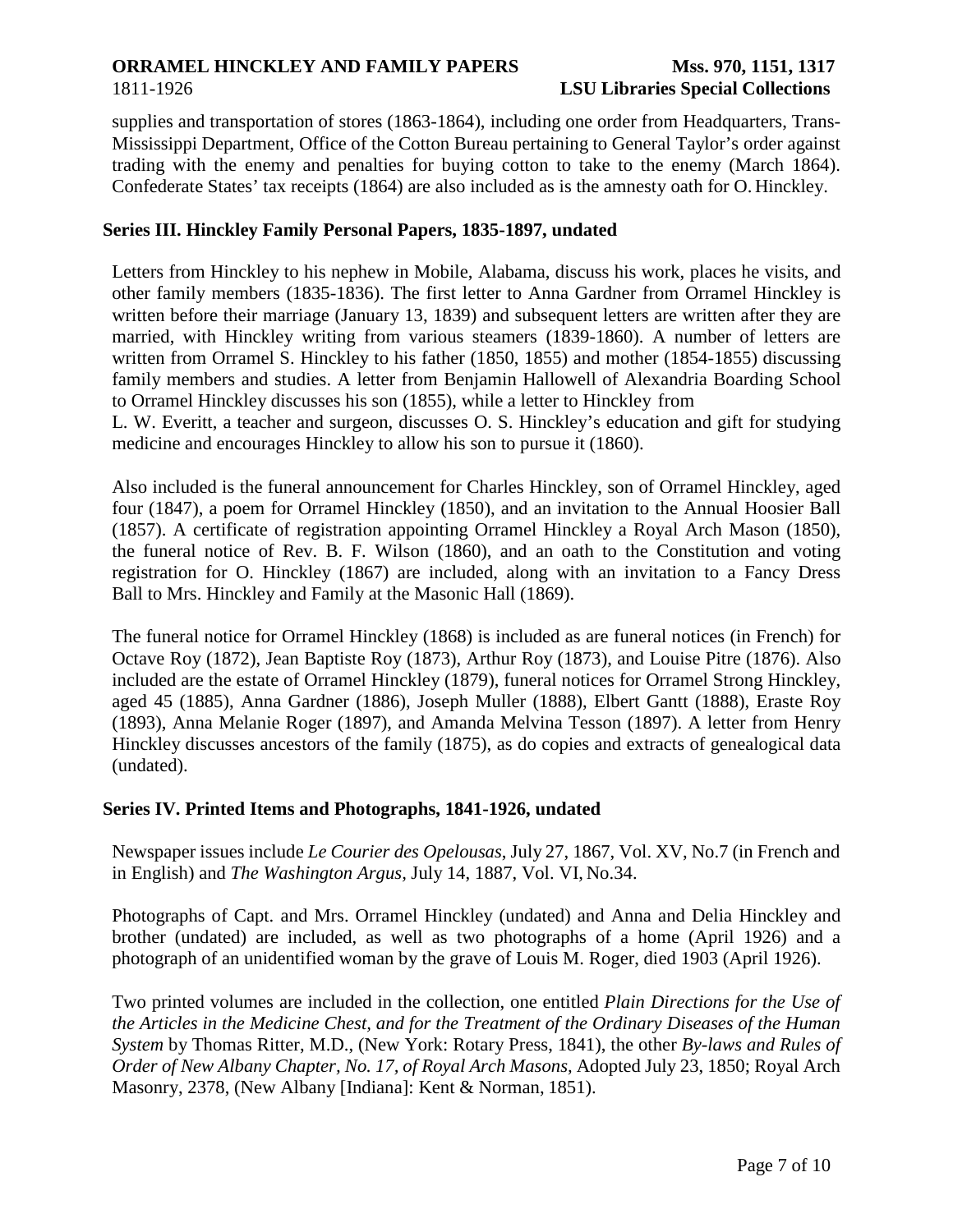supplies and transportation of stores (1863-1864), including one order from Headquarters, Trans-Mississippi Department, Office of the Cotton Bureau pertaining to General Taylor's order against trading with the enemy and penalties for buying cotton to take to the enemy (March 1864). Confederate States' tax receipts (1864) are also included as is the amnesty oath for O. Hinckley.

## Series III. Hinckley Family Personal Papers, 1835-1897, undated

Letters from Hinckley to his nephew in Mobile, Alabama, discuss his work, places he visits, and other family members (1835-1836). The first letter to Anna Gardner from Orramel Hinckley is written before their marriage (January 13, 1839) and subsequent letters are written after they are married, with Hinckley writing from various steamers (1839-1860). A number of letters are written from Orramel S. Hinckley to his father (1850, 1855) and mother (1854-1855) discussing family members and studies. A letter from Benjamin Hallowell of Alexandria Boarding School to Orramel Hinckley discusses his son (1855), while a letter to Hinckley from L. W. Everitt, a teacher and surgeon, discusses O. S. Hinckley's education and gift for studying medicine and encourages Hinckley to allow his son to pursue it (1860).

Also included is the funeral announcement for Charles Hinckley, son of Orramel Hinckley, aged four (1847), a poem for Orramel Hinckley (1850), and an invitation to the Annual Hoosier Ball (1857). A certificate of registration appointing Orramel Hinckley a Royal Arch Mason (1850), the funeral notice of Rev. B. F. Wilson (1860), and an oath to the Constitution and voting registration for O. Hinckley (1867) are included, along with an invitation to a Fancy Dress Ball to Mrs. Hinckley and Family at the Masonic Hall (1869).

The funeral notice for Orramel Hinckley (1868) is included as are funeral notices (in French) for Octave Roy (1872), Jean Baptiste Roy (1873), Arthur Roy (1873), and Louise Pitre (1876). Also included are the estate of Orramel Hinckley (1879), funeral notices for Orramel Strong Hinckley, aged 45 (1885), Anna Gardner (1886), Joseph Muller (1888), Elbert Gantt (1888), Eraste Roy (1893), Anna Melanie Roger (1897), and Amanda Melvina Tesson (1897). A letter from Henry Hinckley discusses ancestors of the family (1875), as do copies and extracts of genealogical data (undated).

## Series IV. Printed Items and Photographs, 1841-1926, undated

Newspaper issues include *Le Courier des Opelousas*, July 27, 1867, Vol. XV, No.7 (in French and in English) and *The Washington Argus*, July 14, 1887, Vol. VI, No.34.

Photographs of Capt. and Mrs. Orramel Hinckley (undated) and Anna and Delia Hinckley and brother (undated) are included, as well as two photographs of a home (April 1926) and a photograph of an unidentified woman by the grave of Louis M. Roger, died 1903 (April 1926).

Two printed volumes are included in the collection, one entitled *Plain Directions for the Use of the Articles in the Medicine Chest, and for the Treatment of the Ordinary Diseases of the Human System* by Thomas Ritter, M.D., (New York: Rotary Press, 1841), the other *By-laws and Rules of Order of New Albany Chapter, No. 17, of Royal Arch Masons,* Adopted July 23, 1850; Royal Arch Masonry, 2378, (New Albany [Indiana]: Kent & Norman, 1851).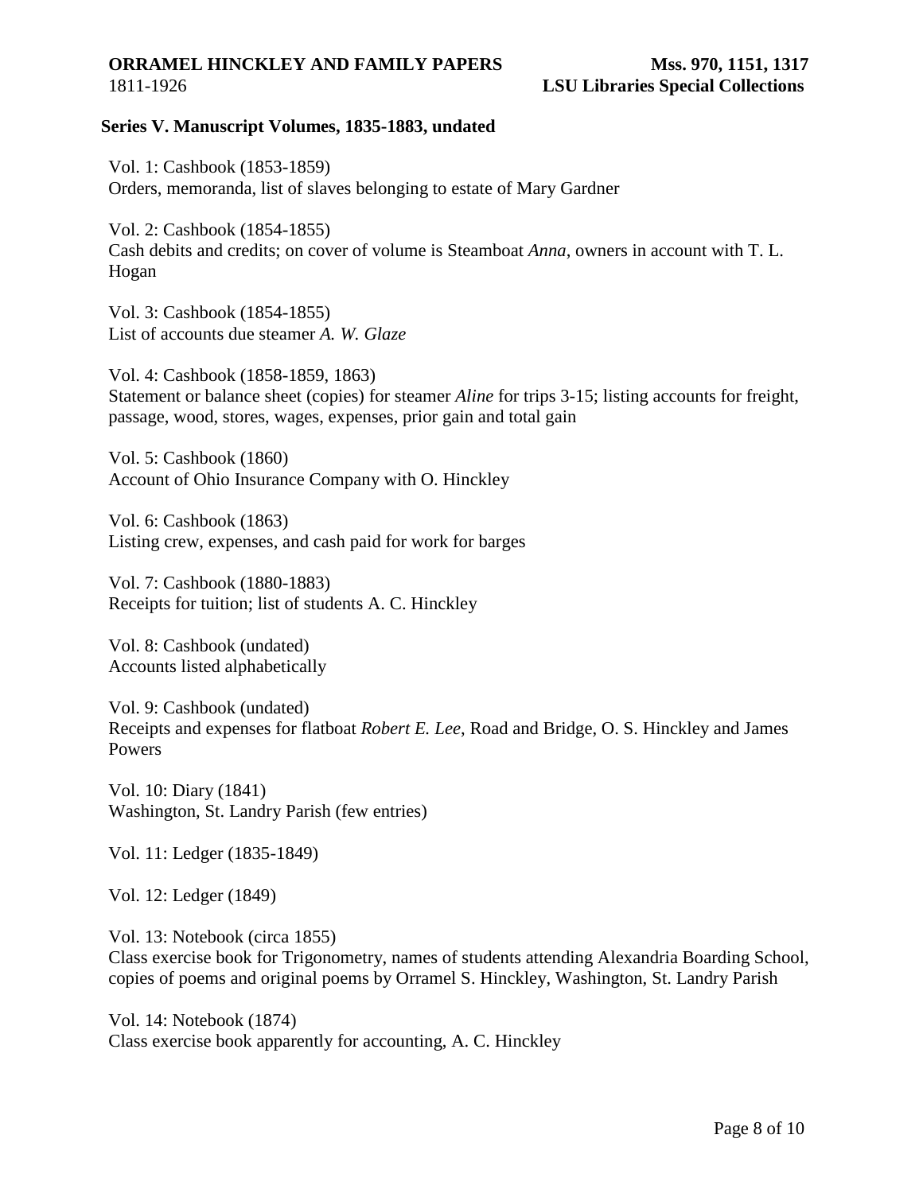## Series V. Manuscript Volumes, 1835-1883, undated

Vol. 1: Cashbook (1853-1859)
Orders, memoranda, list of slaves belonging to estate of Mary Gardner

Vol. 2: Cashbook (1854-1855)
Cash debits and credits; on cover of volume is Steamboat *Anna*, owners in account with T. L. Hogan

Vol. 3: Cashbook (1854-1855)
List of accounts due steamer *A. W. Glaze*

Vol. 4: Cashbook (1858-1859, 1863)
Statement or balance sheet (copies) for steamer *Aline* for trips 3-15; listing accounts for freight, passage, wood, stores, wages, expenses, prior gain and total gain

Vol. 5: Cashbook (1860)
Account of Ohio Insurance Company with O. Hinckley

Vol. 6: Cashbook (1863)
Listing crew, expenses, and cash paid for work for barges

Vol. 7: Cashbook (1880-1883)
Receipts for tuition; list of students A. C. Hinckley

Vol. 8: Cashbook (undated)
Accounts listed alphabetically

Vol. 9: Cashbook (undated)
Receipts and expenses for flatboat *Robert E. Lee*, Road and Bridge, O. S. Hinckley and James Powers

Vol. 10: Diary (1841)
Washington, St. Landry Parish (few entries)

Vol. 11: Ledger (1835-1849)

Vol. 12: Ledger (1849)

Vol. 13: Notebook (circa 1855)
Class exercise book for Trigonometry, names of students attending Alexandria Boarding School, copies of poems and original poems by Orramel S. Hinckley, Washington, St. Landry Parish

Vol. 14: Notebook (1874)
Class exercise book apparently for accounting, A. C. Hinckley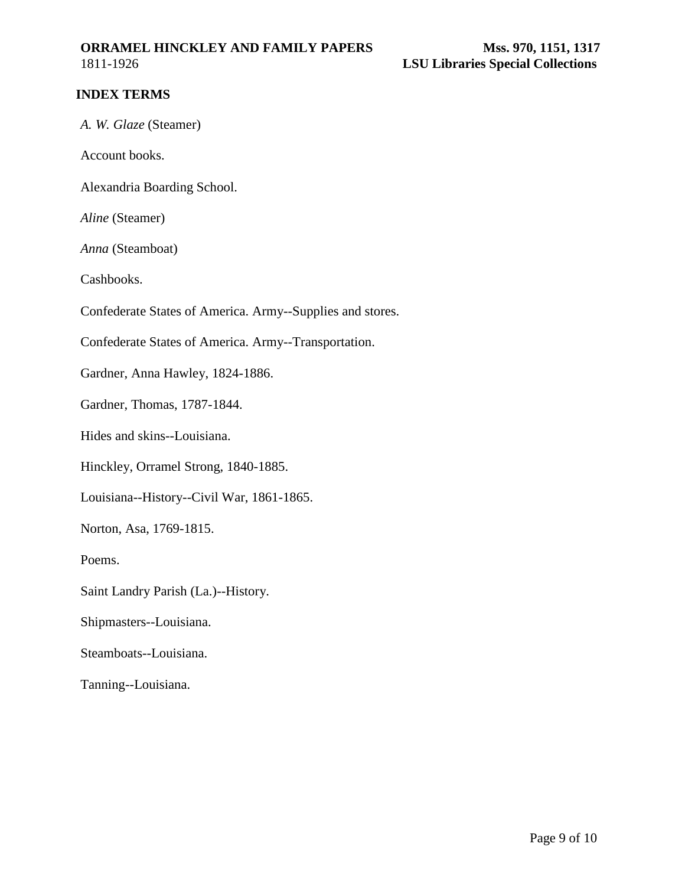## INDEX TERMS

*A. W. Glaze* (Steamer)

Account books.

Alexandria Boarding School.

*Aline* (Steamer)

*Anna* (Steamboat)

Cashbooks.

Confederate States of America. Army--Supplies and stores.

Confederate States of America. Army--Transportation.

Gardner, Anna Hawley, 1824-1886.

Gardner, Thomas, 1787-1844.

Hides and skins--Louisiana.

Hinckley, Orramel Strong, 1840-1885.

Louisiana--History--Civil War, 1861-1865.

Norton, Asa, 1769-1815.

Poems.

Saint Landry Parish (La.)--History.

Shipmasters--Louisiana.

Steamboats--Louisiana.

Tanning--Louisiana.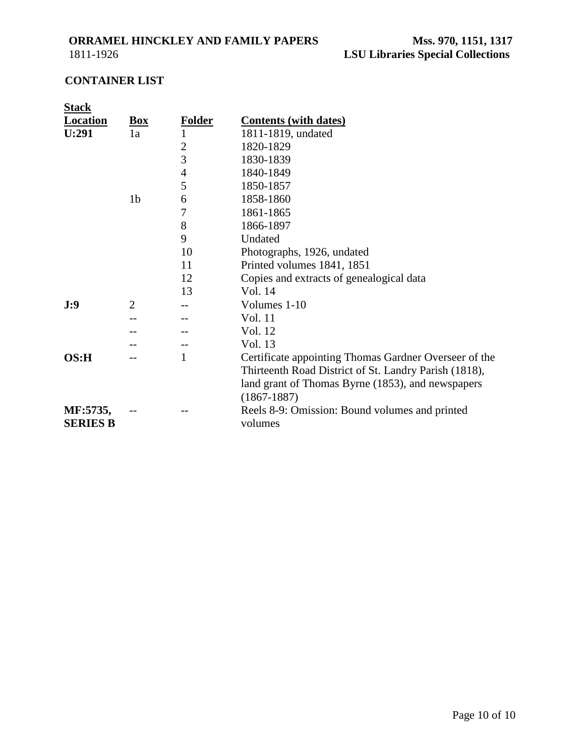## CONTAINER LIST

| Stack Location | Box | Folder | Contents (with dates) |
|---|---|---|---|
| U:291 | 1a | 1 | 1811-1819, undated |
| | | 2 | 1820-1829 |
| | | 3 | 1830-1839 |
| | | 4 | 1840-1849 |
| | | 5 | 1850-1857 |
| | 1b | 6 | 1858-1860 |
| | | 7 | 1861-1865 |
| | | 8 | 1866-1897 |
| | | 9 | Undated |
| | | 10 | Photographs, 1926, undated |
| | | 11 | Printed volumes 1841, 1851 |
| | | 12 | Copies and extracts of genealogical data |
| | | 13 | Vol. 14 |
| J:9 | 2 | -- | Volumes 1-10 |
| | -- | -- | Vol. 11 |
| | -- | -- | Vol. 12 |
| | -- | -- | Vol. 13 |
| OS:H | -- | 1 | Certificate appointing Thomas Gardner Overseer of the Thirteenth Road District of St. Landry Parish (1818), land grant of Thomas Byrne (1853), and newspapers (1867-1887) |
| MF:5735, SERIES B | -- | -- | Reels 8-9: Omission: Bound volumes and printed volumes |